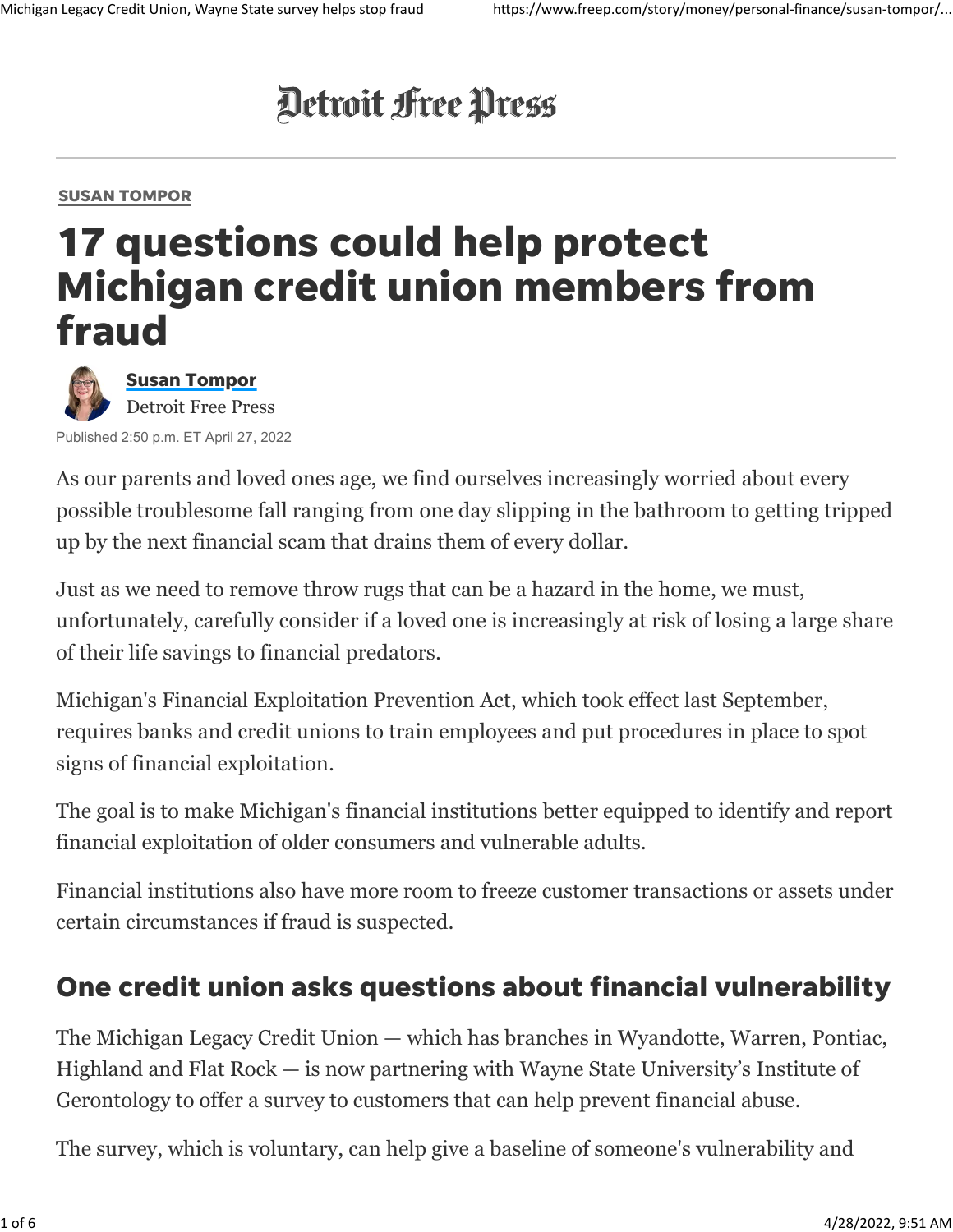# Detroit Free Press

SUSAN TOMPOR

# 17 questions could help protect Michigan credit union members from fraud

**Susan Tompor**
Detroit Free Press

Published 2:50 p.m. ET April 27, 2022

As our parents and loved ones age, we find ourselves increasingly worried about every possible troublesome fall ranging from one day slipping in the bathroom to getting tripped up by the next financial scam that drains them of every dollar.

Just as we need to remove throw rugs that can be a hazard in the home, we must, unfortunately, carefully consider if a loved one is increasingly at risk of losing a large share of their life savings to financial predators.

Michigan's Financial Exploitation Prevention Act, which took effect last September, requires banks and credit unions to train employees and put procedures in place to spot signs of financial exploitation.

The goal is to make Michigan's financial institutions better equipped to identify and report financial exploitation of older consumers and vulnerable adults.

Financial institutions also have more room to freeze customer transactions or assets under certain circumstances if fraud is suspected.

## One credit union asks questions about financial vulnerability

The Michigan Legacy Credit Union — which has branches in Wyandotte, Warren, Pontiac, Highland and Flat Rock — is now partnering with Wayne State University's Institute of Gerontology to offer a survey to customers that can help prevent financial abuse.

The survey, which is voluntary, can help give a baseline of someone's vulnerability and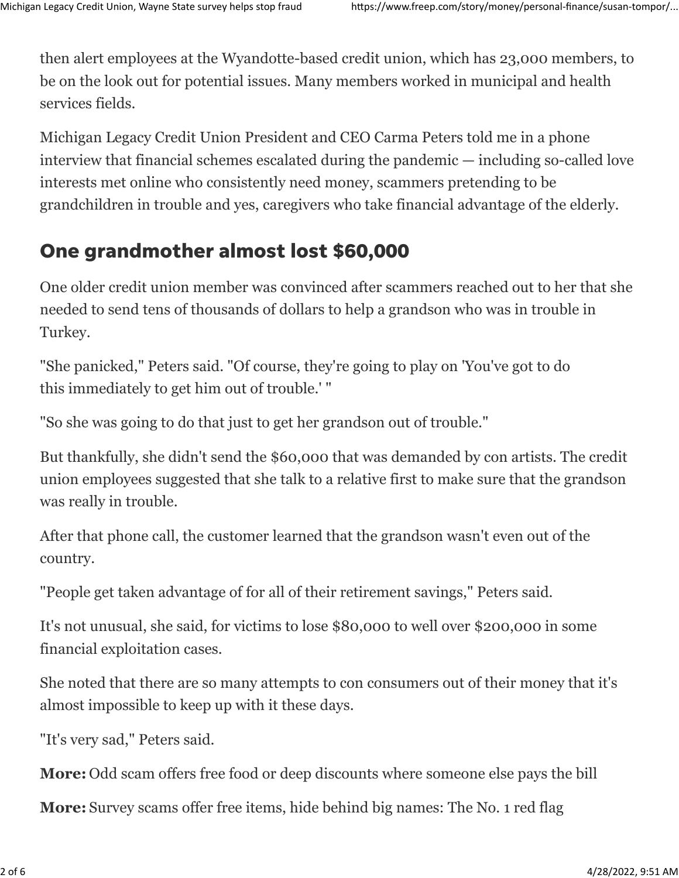then alert employees at the Wyandotte-based credit union, which has 23,000 members, to be on the look out for potential issues. Many members worked in municipal and health services fields.

Michigan Legacy Credit Union President and CEO Carma Peters told me in a phone interview that financial schemes escalated during the pandemic — including so-called love interests met online who consistently need money, scammers pretending to be grandchildren in trouble and yes, caregivers who take financial advantage of the elderly.

## One grandmother almost lost $60,000

One older credit union member was convinced after scammers reached out to her that she needed to send tens of thousands of dollars to help a grandson who was in trouble in Turkey.

"She panicked," Peters said. "Of course, they're going to play on 'You've got to do this immediately to get him out of trouble.' "

"So she was going to do that just to get her grandson out of trouble."

But thankfully, she didn't send the $60,000 that was demanded by con artists. The credit union employees suggested that she talk to a relative first to make sure that the grandson was really in trouble.

After that phone call, the customer learned that the grandson wasn't even out of the country.

"People get taken advantage of for all of their retirement savings," Peters said.

It's not unusual, she said, for victims to lose $80,000 to well over $200,000 in some financial exploitation cases.

She noted that there are so many attempts to con consumers out of their money that it's almost impossible to keep up with it these days.

"It's very sad," Peters said.

**More:** Odd scam offers free food or deep discounts where someone else pays the bill

**More:** Survey scams offer free items, hide behind big names: The No. 1 red flag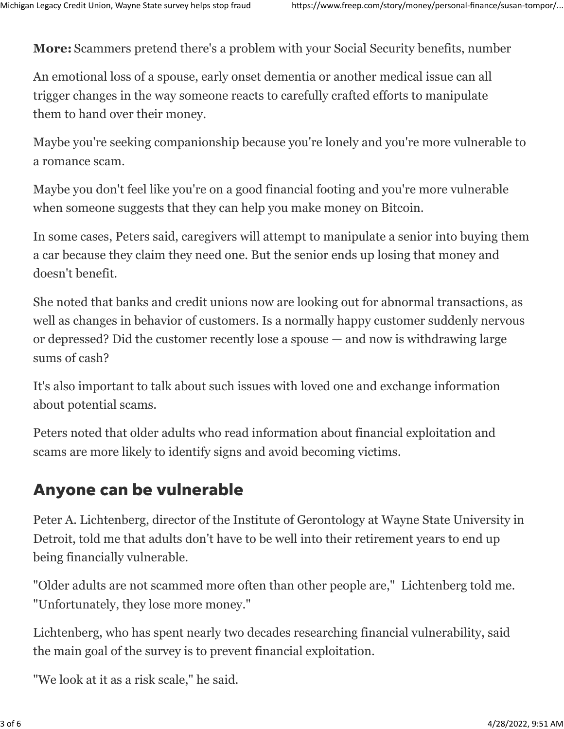**More:** Scammers pretend there's a problem with your Social Security benefits, number

An emotional loss of a spouse, early onset dementia or another medical issue can all trigger changes in the way someone reacts to carefully crafted efforts to manipulate them to hand over their money.

Maybe you're seeking companionship because you're lonely and you're more vulnerable to a romance scam.

Maybe you don't feel like you're on a good financial footing and you're more vulnerable when someone suggests that they can help you make money on Bitcoin.

In some cases, Peters said, caregivers will attempt to manipulate a senior into buying them a car because they claim they need one. But the senior ends up losing that money and doesn't benefit.

She noted that banks and credit unions now are looking out for abnormal transactions, as well as changes in behavior of customers. Is a normally happy customer suddenly nervous or depressed? Did the customer recently lose a spouse — and now is withdrawing large sums of cash?

It's also important to talk about such issues with loved one and exchange information about potential scams.

Peters noted that older adults who read information about financial exploitation and scams are more likely to identify signs and avoid becoming victims.

## Anyone can be vulnerable

Peter A. Lichtenberg, director of the Institute of Gerontology at Wayne State University in Detroit, told me that adults don't have to be well into their retirement years to end up being financially vulnerable.

"Older adults are not scammed more often than other people are," Lichtenberg told me. "Unfortunately, they lose more money."

Lichtenberg, who has spent nearly two decades researching financial vulnerability, said the main goal of the survey is to prevent financial exploitation.

"We look at it as a risk scale," he said.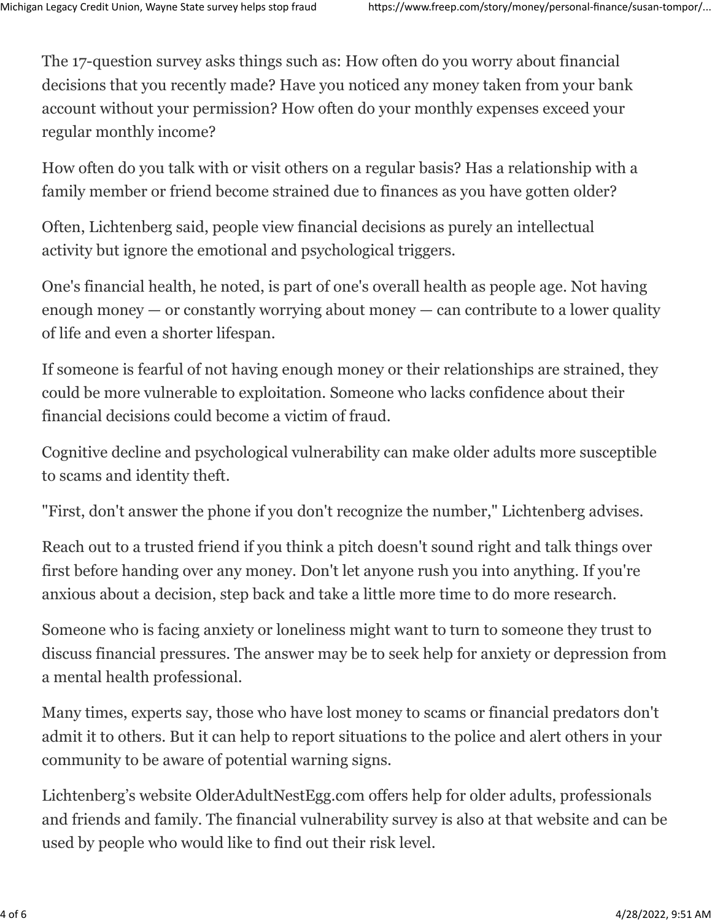The 17-question survey asks things such as: How often do you worry about financial decisions that you recently made? Have you noticed any money taken from your bank account without your permission? How often do your monthly expenses exceed your regular monthly income?

How often do you talk with or visit others on a regular basis? Has a relationship with a family member or friend become strained due to finances as you have gotten older?

Often, Lichtenberg said, people view financial decisions as purely an intellectual activity but ignore the emotional and psychological triggers.

One's financial health, he noted, is part of one's overall health as people age. Not having enough money — or constantly worrying about money — can contribute to a lower quality of life and even a shorter lifespan.

If someone is fearful of not having enough money or their relationships are strained, they could be more vulnerable to exploitation. Someone who lacks confidence about their financial decisions could become a victim of fraud.

Cognitive decline and psychological vulnerability can make older adults more susceptible to scams and identity theft.

"First, don't answer the phone if you don't recognize the number," Lichtenberg advises.

Reach out to a trusted friend if you think a pitch doesn't sound right and talk things over first before handing over any money. Don't let anyone rush you into anything. If you're anxious about a decision, step back and take a little more time to do more research.

Someone who is facing anxiety or loneliness might want to turn to someone they trust to discuss financial pressures. The answer may be to seek help for anxiety or depression from a mental health professional.

Many times, experts say, those who have lost money to scams or financial predators don't admit it to others. But it can help to report situations to the police and alert others in your community to be aware of potential warning signs.

Lichtenberg's website OlderAdultNestEgg.com offers help for older adults, professionals and friends and family. The financial vulnerability survey is also at that website and can be used by people who would like to find out their risk level.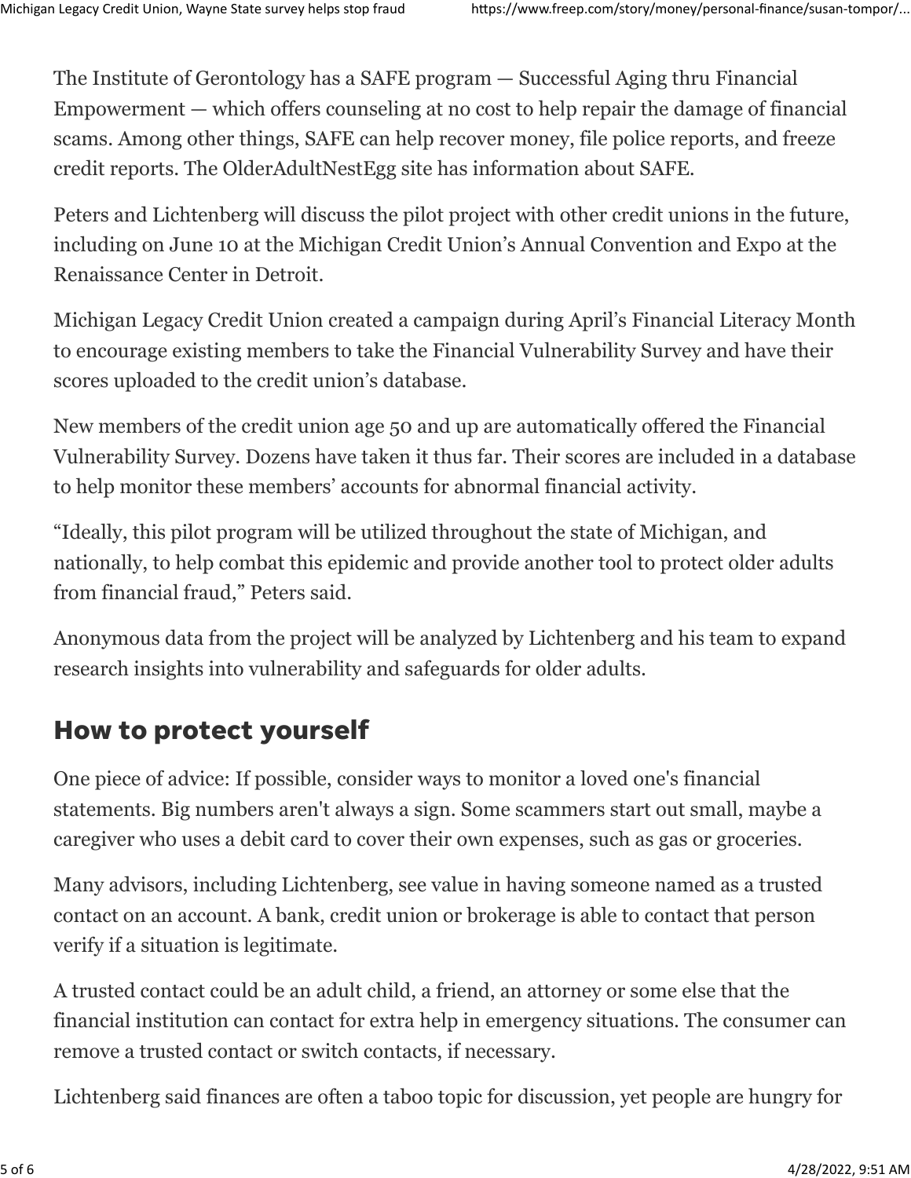The Institute of Gerontology has a SAFE program — Successful Aging thru Financial Empowerment — which offers counseling at no cost to help repair the damage of financial scams. Among other things, SAFE can help recover money, file police reports, and freeze credit reports. The OlderAdultNestEgg site has information about SAFE.

Peters and Lichtenberg will discuss the pilot project with other credit unions in the future, including on June 10 at the Michigan Credit Union's Annual Convention and Expo at the Renaissance Center in Detroit.

Michigan Legacy Credit Union created a campaign during April's Financial Literacy Month to encourage existing members to take the Financial Vulnerability Survey and have their scores uploaded to the credit union's database.

New members of the credit union age 50 and up are automatically offered the Financial Vulnerability Survey. Dozens have taken it thus far. Their scores are included in a database to help monitor these members' accounts for abnormal financial activity.

"Ideally, this pilot program will be utilized throughout the state of Michigan, and nationally, to help combat this epidemic and provide another tool to protect older adults from financial fraud," Peters said.

Anonymous data from the project will be analyzed by Lichtenberg and his team to expand research insights into vulnerability and safeguards for older adults.

## How to protect yourself

One piece of advice: If possible, consider ways to monitor a loved one's financial statements. Big numbers aren't always a sign. Some scammers start out small, maybe a caregiver who uses a debit card to cover their own expenses, such as gas or groceries.

Many advisors, including Lichtenberg, see value in having someone named as a trusted contact on an account. A bank, credit union or brokerage is able to contact that person verify if a situation is legitimate.

A trusted contact could be an adult child, a friend, an attorney or some else that the financial institution can contact for extra help in emergency situations. The consumer can remove a trusted contact or switch contacts, if necessary.

Lichtenberg said finances are often a taboo topic for discussion, yet people are hungry for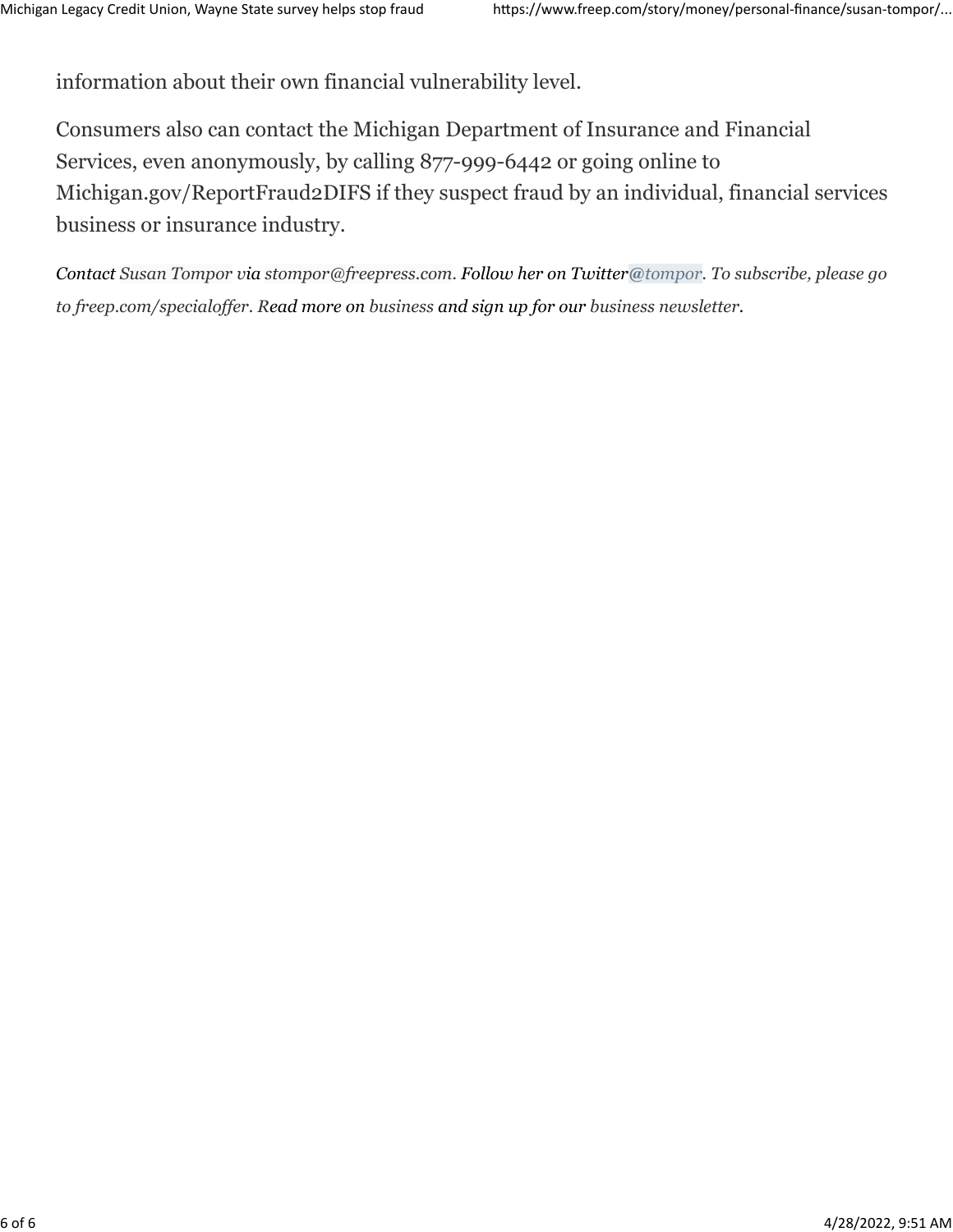information about their own financial vulnerability level.

Consumers also can contact the Michigan Department of Insurance and Financial Services, even anonymously, by calling 877-999-6442 or going online to Michigan.gov/ReportFraud2DIFS if they suspect fraud by an individual, financial services business or insurance industry.

*Contact Susan Tompor via stompor@freepress.com. Follow her on Twitter@tompor. To subscribe, please go to freep.com/specialoffer. Read more on business and sign up for our business newsletter.*